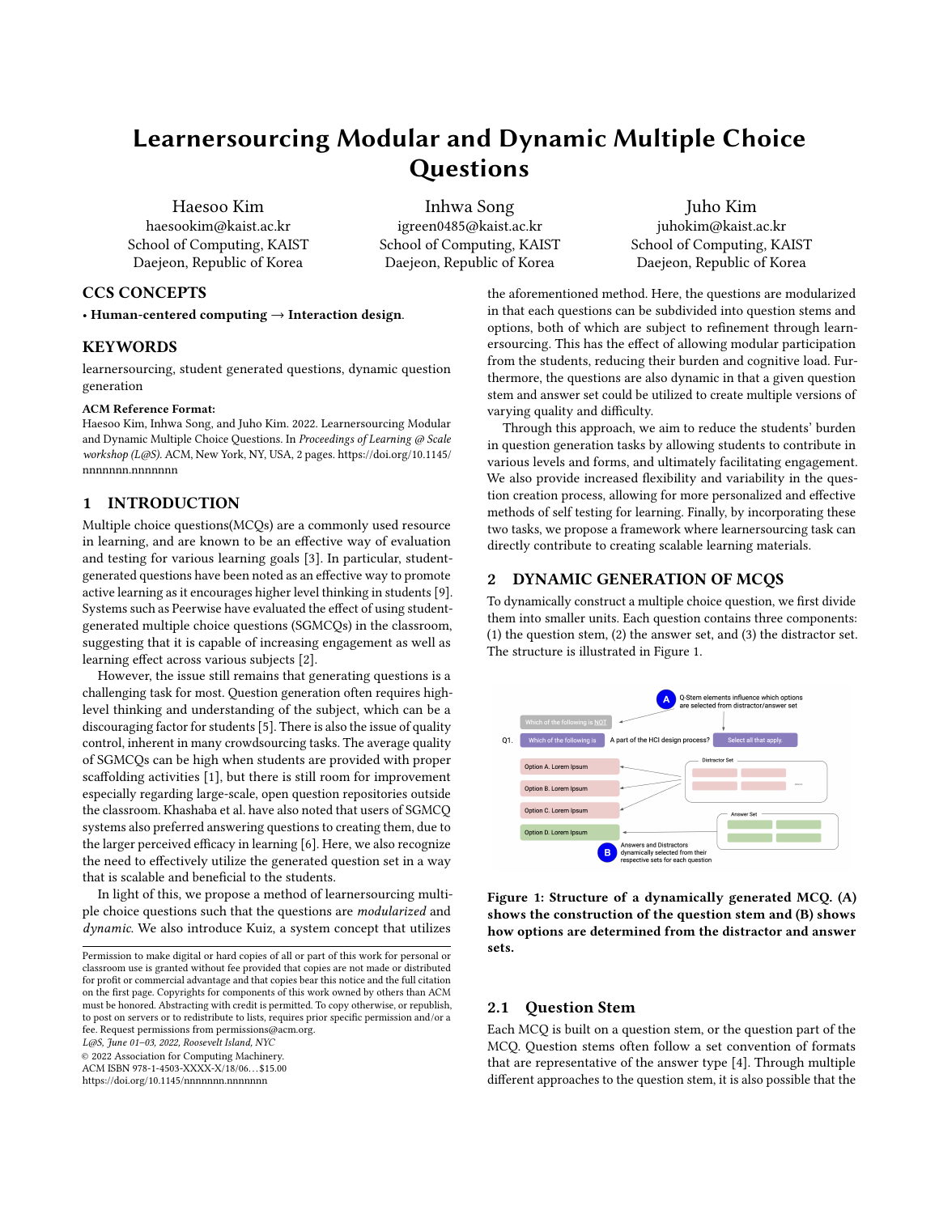# Learnersourcing Modular and Dynamic Multiple Choice Questions

Haesoo Kim
haesookim@kaist.ac.kr
School of Computing, KAIST
Daejeon, Republic of Korea

Inhwa Song
igreen0485@kaist.ac.kr
School of Computing, KAIST
Daejeon, Republic of Korea

Juho Kim
juhokim@kaist.ac.kr
School of Computing, KAIST
Daejeon, Republic of Korea

## CCS CONCEPTS

• **Human-centered computing → Interaction design.**

## KEYWORDS

learnersourcing, student generated questions, dynamic question generation

**ACM Reference Format:**
Haesoo Kim, Inhwa Song, and Juho Kim. 2022. Learnersourcing Modular and Dynamic Multiple Choice Questions. In *Proceedings of Learning @ Scale workshop (L@S)*. ACM, New York, NY, USA, 2 pages. https://doi.org/10.1145/nnnnnnn.nnnnnnn

## 1 INTRODUCTION

Multiple choice questions(MCQs) are a commonly used resource in learning, and are known to be an effective way of evaluation and testing for various learning goals [3]. In particular, student-generated questions have been noted as an effective way to promote active learning as it encourages higher level thinking in students [9]. Systems such as Peerwise have evaluated the effect of using student-generated multiple choice questions (SGMCQs) in the classroom, suggesting that it is capable of increasing engagement as well as learning effect across various subjects [2].

However, the issue still remains that generating questions is a challenging task for most. Question generation often requires high-level thinking and understanding of the subject, which can be a discouraging factor for students [5]. There is also the issue of quality control, inherent in many crowdsourcing tasks. The average quality of SGMCQs can be high when students are provided with proper scaffolding activities [1], but there is still room for improvement especially regarding large-scale, open question repositories outside the classroom. Khashaba et al. have also noted that users of SGMCQ systems also preferred answering questions to creating them, due to the larger perceived efficacy in learning [6]. Here, we also recognize the need to effectively utilize the generated question set in a way that is scalable and beneficial to the students.

In light of this, we propose a method of learnersourcing multiple choice questions such that the questions are *modularized* and *dynamic*. We also introduce Kuiz, a system concept that utilizes the aforementioned method. Here, the questions are modularized in that each questions can be subdivided into question stems and options, both of which are subject to refinement through learnersourcing. This has the effect of allowing modular participation from the students, reducing their burden and cognitive load. Furthermore, the questions are also dynamic in that a given question stem and answer set could be utilized to create multiple versions of varying quality and difficulty.

Through this approach, we aim to reduce the students' burden in question generation tasks by allowing students to contribute in various levels and forms, and ultimately facilitating engagement. We also provide increased flexibility and variability in the question creation process, allowing for more personalized and effective methods of self testing for learning. Finally, by incorporating these two tasks, we propose a framework where learnersourcing task can directly contribute to creating scalable learning materials.

## 2 DYNAMIC GENERATION OF MCQS

To dynamically construct a multiple choice question, we first divide them into smaller units. Each question contains three components: (1) the question stem, (2) the answer set, and (3) the distractor set. The structure is illustrated in Figure 1.

**Figure 1: Structure of a dynamically generated MCQ. (A) shows the construction of the question stem and (B) shows how options are determined from the distractor and answer sets.**

### 2.1 Question Stem

Each MCQ is built on a question stem, or the question part of the MCQ. Question stems often follow a set convention of formats that are representative of the answer type [4]. Through multiple different approaches to the question stem, it is also possible that the

Permission to make digital or hard copies of all or part of this work for personal or classroom use is granted without fee provided that copies are not made or distributed for profit or commercial advantage and that copies bear this notice and the full citation on the first page. Copyrights for components of this work owned by others than ACM must be honored. Abstracting with credit is permitted. To copy otherwise, or republish, to post on servers or to redistribute to lists, requires prior specific permission and/or a fee. Request permissions from permissions@acm.org.
*L@S, June 01–03, 2022, Roosevelt Island, NYC*
© 2022 Association for Computing Machinery.
ACM ISBN 978-1-4503-XXXX-X/18/06...$15.00
https://doi.org/10.1145/nnnnnnn.nnnnnnn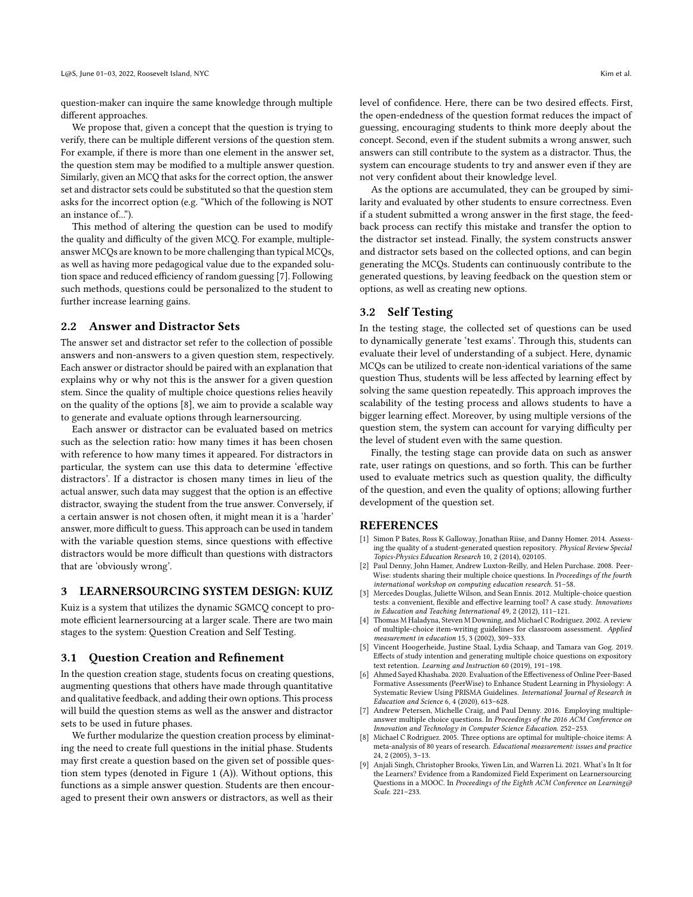question-maker can inquire the same knowledge through multiple different approaches.

We propose that, given a concept that the question is trying to verify, there can be multiple different versions of the question stem. For example, if there is more than one element in the answer set, the question stem may be modified to a multiple answer question. Similarly, given an MCQ that asks for the correct option, the answer set and distractor sets could be substituted so that the question stem asks for the incorrect option (e.g. "Which of the following is NOT an instance of...").

This method of altering the question can be used to modify the quality and difficulty of the given MCQ. For example, multiple-answer MCQs are known to be more challenging than typical MCQs, as well as having more pedagogical value due to the expanded solution space and reduced efficiency of random guessing [7]. Following such methods, questions could be personalized to the student to further increase learning gains.

## 2.2 Answer and Distractor Sets

The answer set and distractor set refer to the collection of possible answers and non-answers to a given question stem, respectively. Each answer or distractor should be paired with an explanation that explains why or why not this is the answer for a given question stem. Since the quality of multiple choice questions relies heavily on the quality of the options [8], we aim to provide a scalable way to generate and evaluate options through learnersourcing.

Each answer or distractor can be evaluated based on metrics such as the selection ratio: how many times it has been chosen with reference to how many times it appeared. For distractors in particular, the system can use this data to determine 'effective distractors'. If a distractor is chosen many times in lieu of the actual answer, such data may suggest that the option is an effective distractor, swaying the student from the true answer. Conversely, if a certain answer is not chosen often, it might mean it is a 'harder' answer, more difficult to guess. This approach can be used in tandem with the variable question stems, since questions with effective distractors would be more difficult than questions with distractors that are 'obviously wrong'.

# 3 LEARNERSOURCING SYSTEM DESIGN: KUIZ

Kuiz is a system that utilizes the dynamic SGMCQ concept to promote efficient learnersourcing at a larger scale. There are two main stages to the system: Question Creation and Self Testing.

## 3.1 Question Creation and Refinement

In the question creation stage, students focus on creating questions, augmenting questions that others have made through quantitative and qualitative feedback, and adding their own options. This process will build the question stems as well as the answer and distractor sets to be used in future phases.

We further modularize the question creation process by eliminating the need to create full questions in the initial phase. Students may first create a question based on the given set of possible question stem types (denoted in Figure 1 (A)). Without options, this functions as a simple answer question. Students are then encouraged to present their own answers or distractors, as well as their level of confidence. Here, there can be two desired effects. First, the open-endedness of the question format reduces the impact of guessing, encouraging students to think more deeply about the concept. Second, even if the student submits a wrong answer, such answers can still contribute to the system as a distractor. Thus, the system can encourage students to try and answer even if they are not very confident about their knowledge level.

As the options are accumulated, they can be grouped by similarity and evaluated by other students to ensure correctness. Even if a student submitted a wrong answer in the first stage, the feedback process can rectify this mistake and transfer the option to the distractor set instead. Finally, the system constructs answer and distractor sets based on the collected options, and can begin generating the MCQs. Students can continuously contribute to the generated questions, by leaving feedback on the question stem or options, as well as creating new options.

## 3.2 Self Testing

In the testing stage, the collected set of questions can be used to dynamically generate 'test exams'. Through this, students can evaluate their level of understanding of a subject. Here, dynamic MCQs can be utilized to create non-identical variations of the same question Thus, students will be less affected by learning effect by solving the same question repeatedly. This approach improves the scalability of the testing process and allows students to have a bigger learning effect. Moreover, by using multiple versions of the question stem, the system can account for varying difficulty per the level of student even with the same question.

Finally, the testing stage can provide data on such as answer rate, user ratings on questions, and so forth. This can be further used to evaluate metrics such as question quality, the difficulty of the question, and even the quality of options; allowing further development of the question set.

# REFERENCES

[1] Simon P Bates, Ross K Galloway, Jonathan Riise, and Danny Homer. 2014. Assessing the quality of a student-generated question repository. *Physical Review Special Topics-Physics Education Research* 10, 2 (2014), 020105.

[2] Paul Denny, John Hamer, Andrew Luxton-Reilly, and Helen Purchase. 2008. PeerWise: students sharing their multiple choice questions. In *Proceedings of the fourth international workshop on computing education research*. 51–58.

[3] Mercedes Douglas, Juliette Wilson, and Sean Ennis. 2012. Multiple-choice question tests: a convenient, flexible and effective learning tool? A case study. *Innovations in Education and Teaching International* 49, 2 (2012), 111–121.

[4] Thomas M Haladyna, Steven M Downing, and Michael C Rodriguez. 2002. A review of multiple-choice item-writing guidelines for classroom assessment. *Applied measurement in education* 15, 3 (2002), 309–333.

[5] Vincent Hoogerheide, Justine Staal, Lydia Schaap, and Tamara van Gog. 2019. Effects of study intention and generating multiple choice questions on expository text retention. *Learning and Instruction* 60 (2019), 191–198.

[6] Ahmed Sayed Khashaba. 2020. Evaluation of the Effectiveness of Online Peer-Based Formative Assessments (PeerWise) to Enhance Student Learning in Physiology: A Systematic Review Using PRISMA Guidelines. *International Journal of Research in Education and Science* 6, 4 (2020), 613–628.

[7] Andrew Petersen, Michelle Craig, and Paul Denny. 2016. Employing multiple-answer multiple choice questions. In *Proceedings of the 2016 ACM Conference on Innovation and Technology in Computer Science Education*. 252–253.

[8] Michael C Rodriguez. 2005. Three options are optimal for multiple-choice items: A meta-analysis of 80 years of research. *Educational measurement: issues and practice* 24, 2 (2005), 3–13.

[9] Anjali Singh, Christopher Brooks, Yiwen Lin, and Warren Li. 2021. What's In It for the Learners? Evidence from a Randomized Field Experiment on Learnersourcing Questions in a MOOC. In *Proceedings of the Eighth ACM Conference on Learning@ Scale*. 221–233.